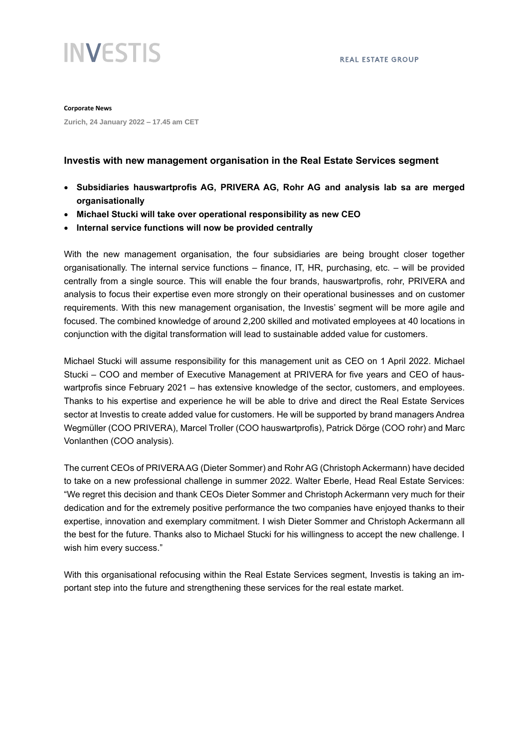INVESTIS

REAL ESTATE GROUP

**Corporate News**

Zurich, 24 January 2022 – 17.45 am CET

### Investis with new management organisation in the Real Estate Services segment

- **Subsidiaries hauswartprofis AG, PRIVERA AG, Rohr AG and analysis lab sa are merged organisationally**
- **Michael Stucki will take over operational responsibility as new CEO**
- **Internal service functions will now be provided centrally**

With the new management organisation, the four subsidiaries are being brought closer together organisationally. The internal service functions – finance, IT, HR, purchasing, etc. – will be provided centrally from a single source. This will enable the four brands, hauswartprofis, rohr, PRIVERA and analysis to focus their expertise even more strongly on their operational businesses and on customer requirements. With this new management organisation, the Investis' segment will be more agile and focused. The combined knowledge of around 2,200 skilled and motivated employees at 40 locations in conjunction with the digital transformation will lead to sustainable added value for customers.

Michael Stucki will assume responsibility for this management unit as CEO on 1 April 2022. Michael Stucki – COO and member of Executive Management at PRIVERA for five years and CEO of hauswartprofis since February 2021 – has extensive knowledge of the sector, customers, and employees. Thanks to his expertise and experience he will be able to drive and direct the Real Estate Services sector at Investis to create added value for customers. He will be supported by brand managers Andrea Wegmüller (COO PRIVERA), Marcel Troller (COO hauswartprofis), Patrick Dörge (COO rohr) and Marc Vonlanthen (COO analysis).

The current CEOs of PRIVERA AG (Dieter Sommer) and Rohr AG (Christoph Ackermann) have decided to take on a new professional challenge in summer 2022. Walter Eberle, Head Real Estate Services: "We regret this decision and thank CEOs Dieter Sommer and Christoph Ackermann very much for their dedication and for the extremely positive performance the two companies have enjoyed thanks to their expertise, innovation and exemplary commitment. I wish Dieter Sommer and Christoph Ackermann all the best for the future. Thanks also to Michael Stucki for his willingness to accept the new challenge. I wish him every success."

With this organisational refocusing within the Real Estate Services segment, Investis is taking an important step into the future and strengthening these services for the real estate market.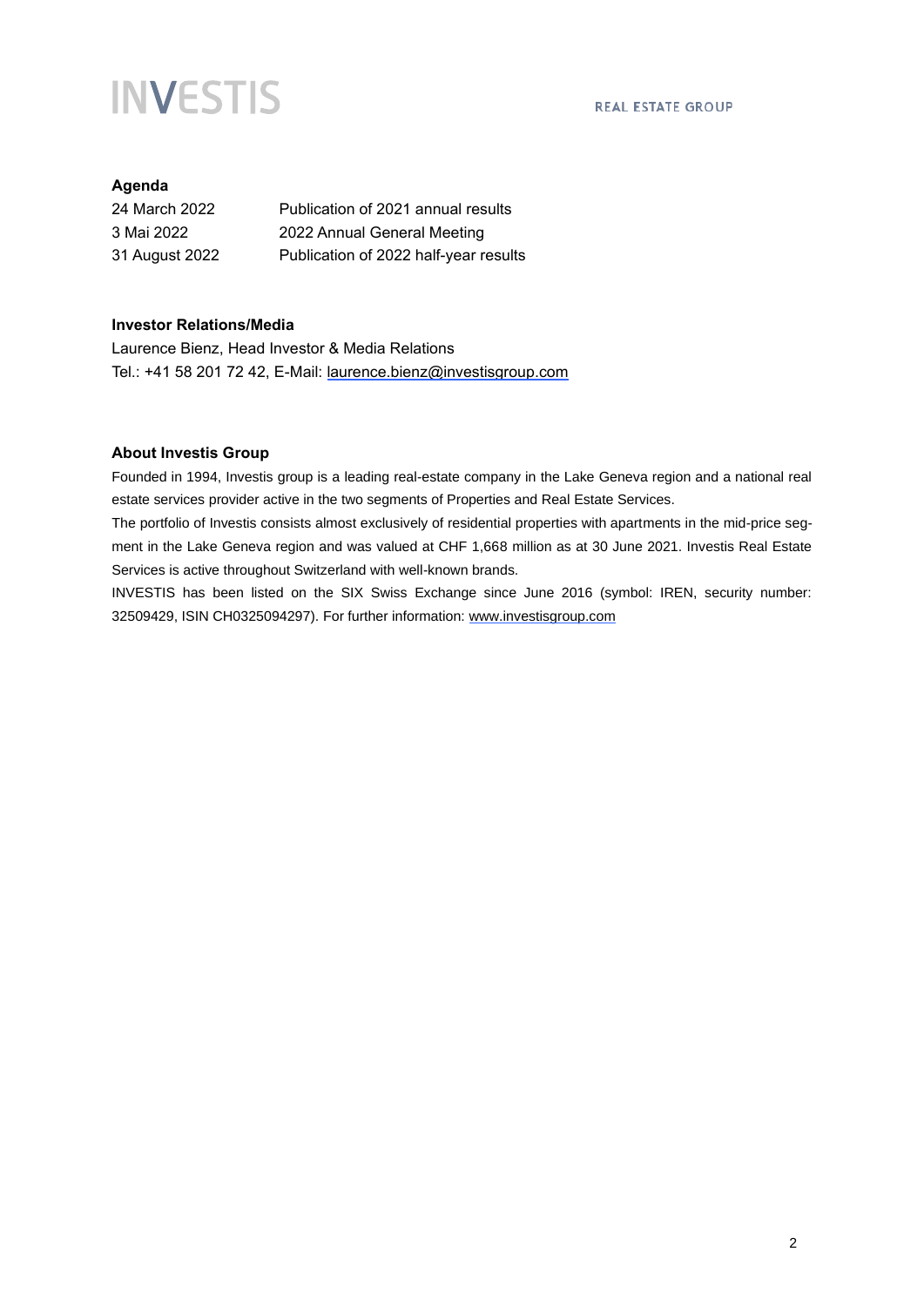**Agenda**

| | |
|---|---|
| 24 March 2022 | Publication of 2021 annual results |
| 3 Mai 2022 | 2022 Annual General Meeting |
| 31 August 2022 | Publication of 2022 half-year results |

**Investor Relations/Media**

Laurence Bienz, Head Investor & Media Relations
Tel.: +41 58 201 72 42, E-Mail: laurence.bienz@investisgroup.com

**About Investis Group**

Founded in 1994, Investis group is a leading real-estate company in the Lake Geneva region and a national real estate services provider active in the two segments of Properties and Real Estate Services.

The portfolio of Investis consists almost exclusively of residential properties with apartments in the mid-price segment in the Lake Geneva region and was valued at CHF 1,668 million as at 30 June 2021. Investis Real Estate Services is active throughout Switzerland with well-known brands.

INVESTIS has been listed on the SIX Swiss Exchange since June 2016 (symbol: IREN, security number: 32509429, ISIN CH0325094297). For further information: www.investisgroup.com